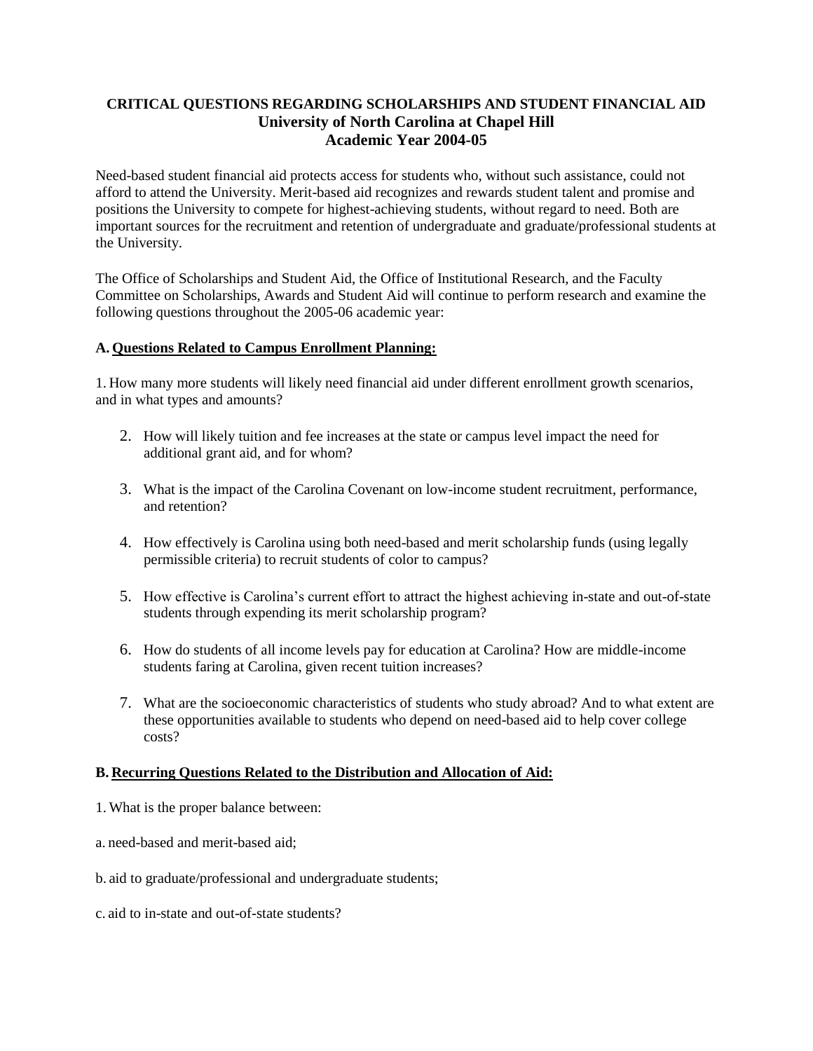# CRITICAL QUESTIONS REGARDING SCHOLARSHIPS AND STUDENT FINANCIAL AID
## University of North Carolina at Chapel Hill
## Academic Year 2004-05

Need-based student financial aid protects access for students who, without such assistance, could not afford to attend the University. Merit-based aid recognizes and rewards student talent and promise and positions the University to compete for highest-achieving students, without regard to need. Both are important sources for the recruitment and retention of undergraduate and graduate/professional students at the University.

The Office of Scholarships and Student Aid, the Office of Institutional Research, and the Faculty Committee on Scholarships, Awards and Student Aid will continue to perform research and examine the following questions throughout the 2005-06 academic year:

### A. Questions Related to Campus Enrollment Planning:

1. How many more students will likely need financial aid under different enrollment growth scenarios, and in what types and amounts?

2. How will likely tuition and fee increases at the state or campus level impact the need for additional grant aid, and for whom?

3. What is the impact of the Carolina Covenant on low-income student recruitment, performance, and retention?

4. How effectively is Carolina using both need-based and merit scholarship funds (using legally permissible criteria) to recruit students of color to campus?

5. How effective is Carolina's current effort to attract the highest achieving in-state and out-of-state students through expending its merit scholarship program?

6. How do students of all income levels pay for education at Carolina? How are middle-income students faring at Carolina, given recent tuition increases?

7. What are the socioeconomic characteristics of students who study abroad? And to what extent are these opportunities available to students who depend on need-based aid to help cover college costs?

### B. Recurring Questions Related to the Distribution and Allocation of Aid:

1. What is the proper balance between:

a. need-based and merit-based aid;

b. aid to graduate/professional and undergraduate students;

c. aid to in-state and out-of-state students?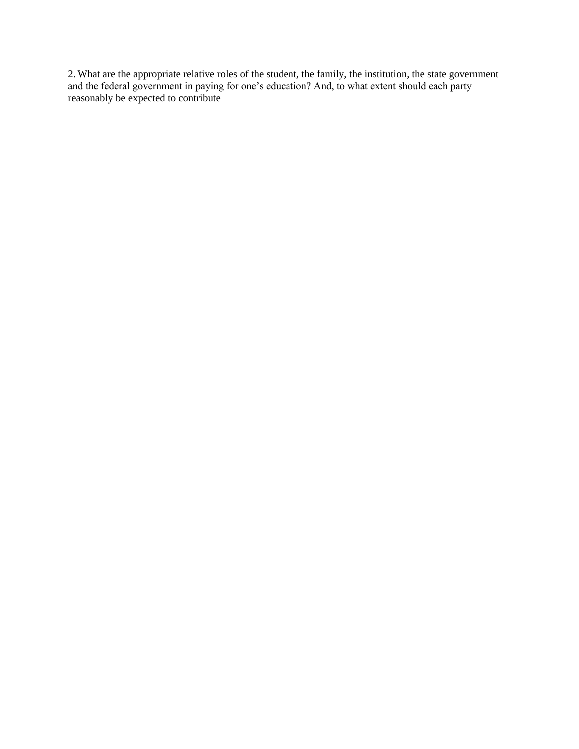2. What are the appropriate relative roles of the student, the family, the institution, the state government and the federal government in paying for one's education? And, to what extent should each party reasonably be expected to contribute